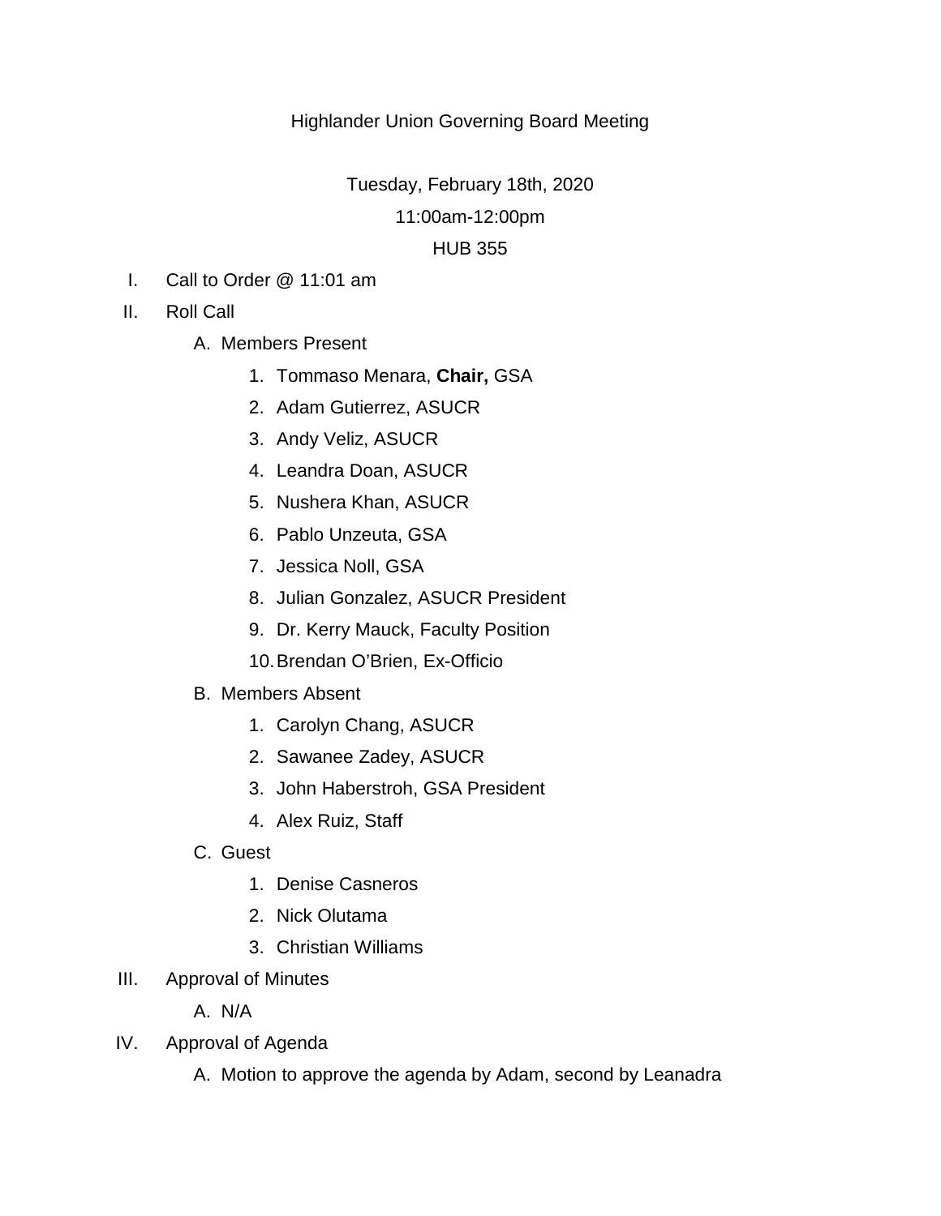Highlander Union Governing Board Meeting

Tuesday, February 18th, 2020

11:00am-12:00pm

HUB 355

I. Call to Order @ 11:01 am

II. Roll Call

   A. Members Present

      1. Tommaso Menara, **Chair,** GSA
      2. Adam Gutierrez, ASUCR
      3. Andy Veliz, ASUCR
      4. Leandra Doan, ASUCR
      5. Nushera Khan, ASUCR
      6. Pablo Unzeuta, GSA
      7. Jessica Noll, GSA
      8. Julian Gonzalez, ASUCR President
      9. Dr. Kerry Mauck, Faculty Position
      10. Brendan O'Brien, Ex-Officio

   B. Members Absent

      1. Carolyn Chang, ASUCR
      2. Sawanee Zadey, ASUCR
      3. John Haberstroh, GSA President
      4. Alex Ruiz, Staff

   C. Guest

      1. Denise Casneros
      2. Nick Olutama
      3. Christian Williams

III. Approval of Minutes

   A. N/A

IV. Approval of Agenda

   A. Motion to approve the agenda by Adam, second by Leanadra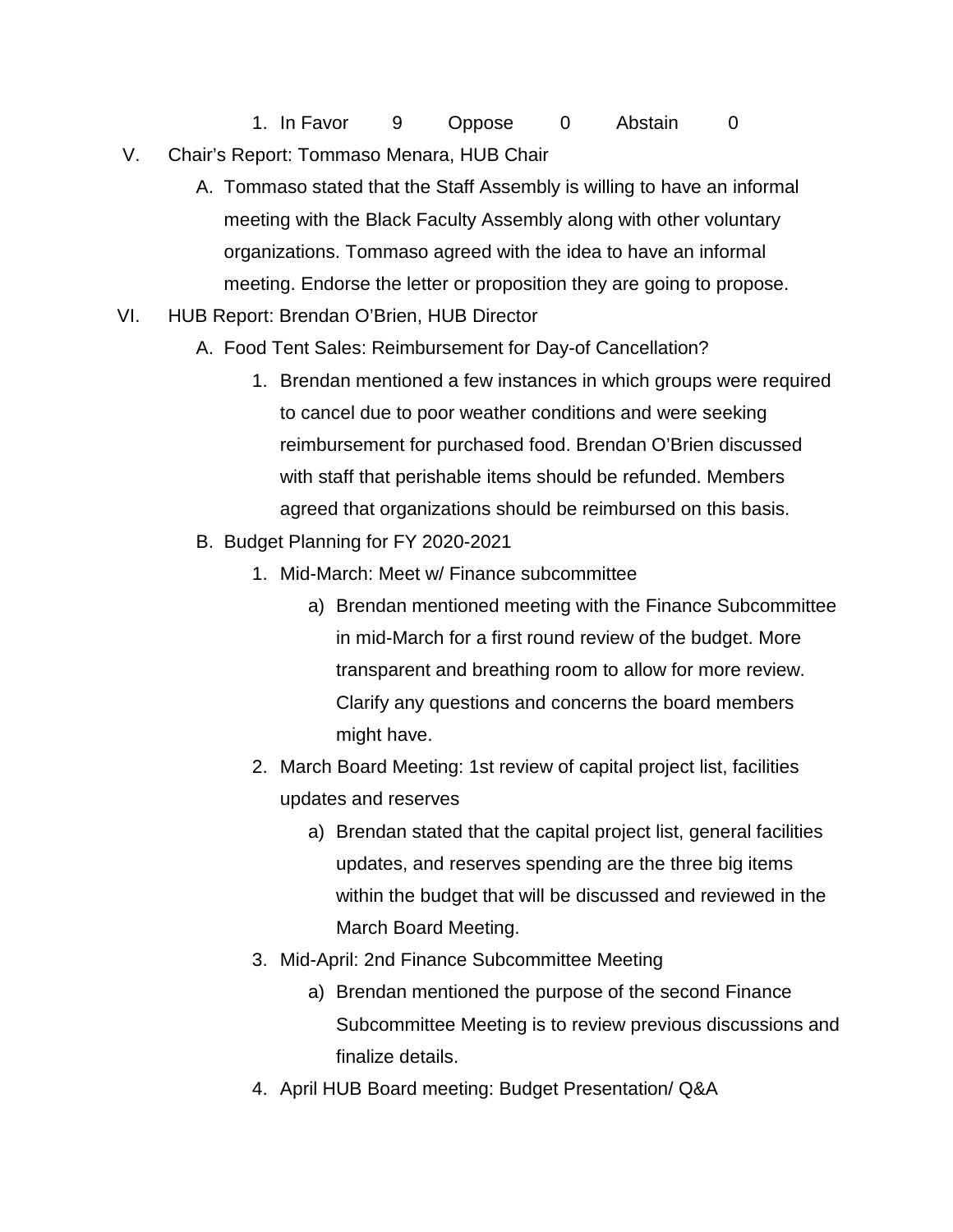1. In Favor 9 Oppose 0 Abstain 0

V. Chair's Report: Tommaso Menara, HUB Chair

   A. Tommaso stated that the Staff Assembly is willing to have an informal meeting with the Black Faculty Assembly along with other voluntary organizations. Tommaso agreed with the idea to have an informal meeting. Endorse the letter or proposition they are going to propose.

VI. HUB Report: Brendan O'Brien, HUB Director

   A. Food Tent Sales: Reimbursement for Day-of Cancellation?

      1. Brendan mentioned a few instances in which groups were required to cancel due to poor weather conditions and were seeking reimbursement for purchased food. Brendan O'Brien discussed with staff that perishable items should be refunded. Members agreed that organizations should be reimbursed on this basis.

   B. Budget Planning for FY 2020-2021

      1. Mid-March: Meet w/ Finance subcommittee

         a) Brendan mentioned meeting with the Finance Subcommittee in mid-March for a first round review of the budget. More transparent and breathing room to allow for more review. Clarify any questions and concerns the board members might have.

      2. March Board Meeting: 1st review of capital project list, facilities updates and reserves

         a) Brendan stated that the capital project list, general facilities updates, and reserves spending are the three big items within the budget that will be discussed and reviewed in the March Board Meeting.

      3. Mid-April: 2nd Finance Subcommittee Meeting

         a) Brendan mentioned the purpose of the second Finance Subcommittee Meeting is to review previous discussions and finalize details.

      4. April HUB Board meeting: Budget Presentation/ Q&A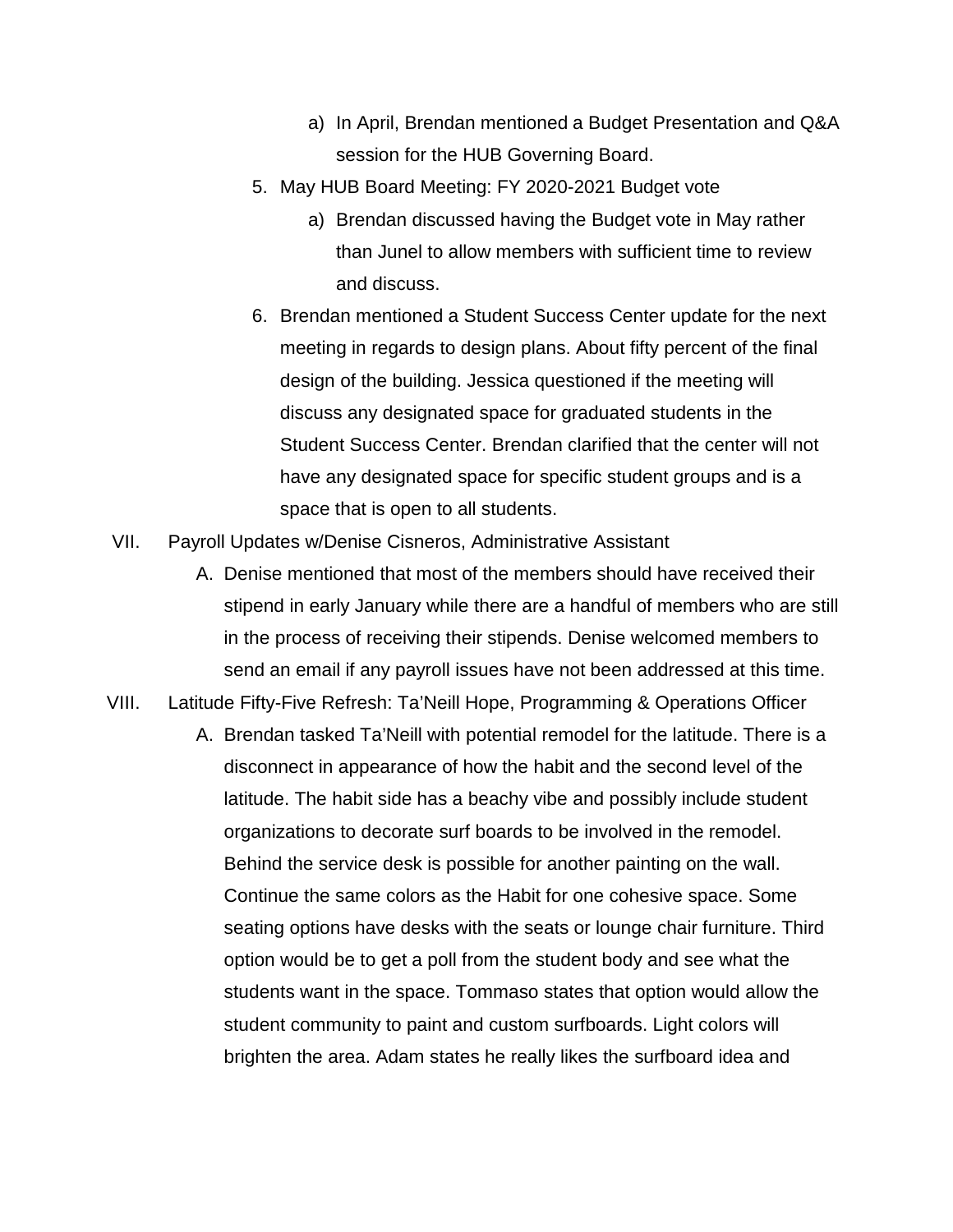a) In April, Brendan mentioned a Budget Presentation and Q&A session for the HUB Governing Board.

5. May HUB Board Meeting: FY 2020-2021 Budget vote

   a) Brendan discussed having the Budget vote in May rather than Junel to allow members with sufficient time to review and discuss.

6. Brendan mentioned a Student Success Center update for the next meeting in regards to design plans. About fifty percent of the final design of the building. Jessica questioned if the meeting will discuss any designated space for graduated students in the Student Success Center. Brendan clarified that the center will not have any designated space for specific student groups and is a space that is open to all students.

VII. Payroll Updates w/Denise Cisneros, Administrative Assistant

   A. Denise mentioned that most of the members should have received their stipend in early January while there are a handful of members who are still in the process of receiving their stipends. Denise welcomed members to send an email if any payroll issues have not been addressed at this time.

VIII. Latitude Fifty-Five Refresh: Ta'Neill Hope, Programming & Operations Officer

   A. Brendan tasked Ta'Neill with potential remodel for the latitude. There is a disconnect in appearance of how the habit and the second level of the latitude. The habit side has a beachy vibe and possibly include student organizations to decorate surf boards to be involved in the remodel. Behind the service desk is possible for another painting on the wall. Continue the same colors as the Habit for one cohesive space. Some seating options have desks with the seats or lounge chair furniture. Third option would be to get a poll from the student body and see what the students want in the space. Tommaso states that option would allow the student community to paint and custom surfboards. Light colors will brighten the area. Adam states he really likes the surfboard idea and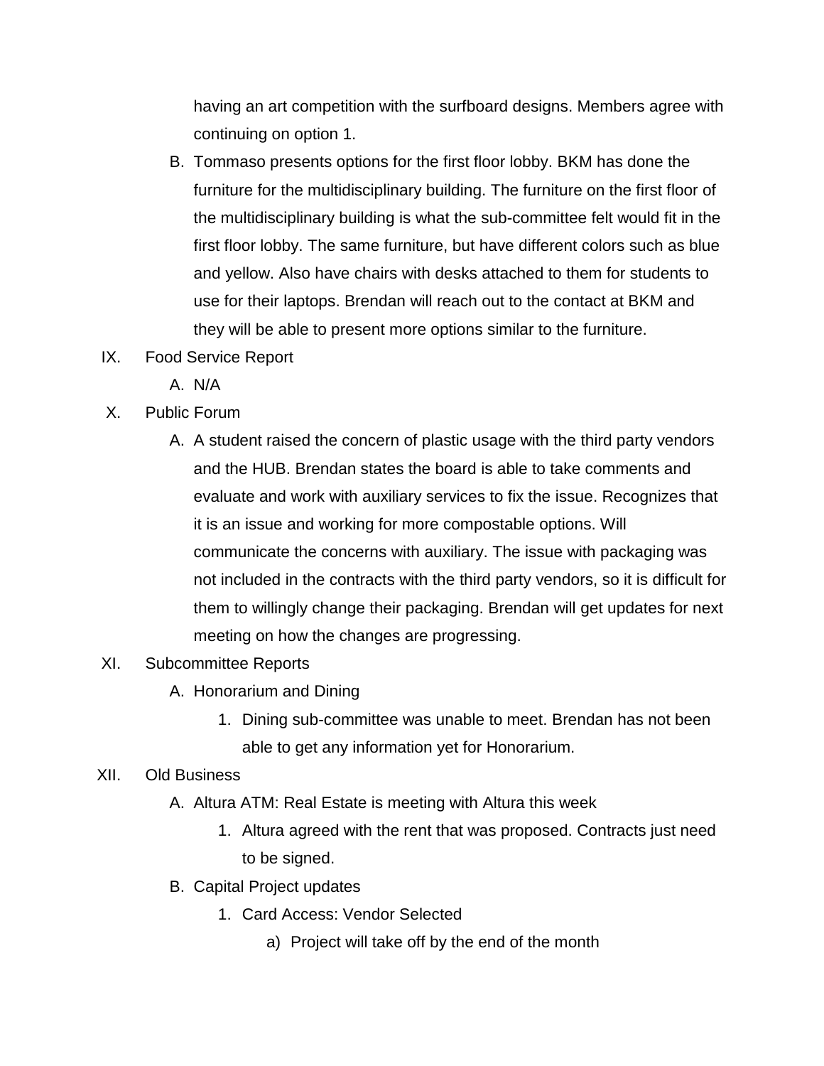having an art competition with the surfboard designs. Members agree with continuing on option 1.

B. Tommaso presents options for the first floor lobby. BKM has done the furniture for the multidisciplinary building. The furniture on the first floor of the multidisciplinary building is what the sub-committee felt would fit in the first floor lobby. The same furniture, but have different colors such as blue and yellow. Also have chairs with desks attached to them for students to use for their laptops. Brendan will reach out to the contact at BKM and they will be able to present more options similar to the furniture.

IX. Food Service Report

A. N/A

X. Public Forum

A. A student raised the concern of plastic usage with the third party vendors and the HUB. Brendan states the board is able to take comments and evaluate and work with auxiliary services to fix the issue. Recognizes that it is an issue and working for more compostable options. Will communicate the concerns with auxiliary. The issue with packaging was not included in the contracts with the third party vendors, so it is difficult for them to willingly change their packaging. Brendan will get updates for next meeting on how the changes are progressing.

XI. Subcommittee Reports

A. Honorarium and Dining

1. Dining sub-committee was unable to meet. Brendan has not been able to get any information yet for Honorarium.

XII. Old Business

A. Altura ATM: Real Estate is meeting with Altura this week

1. Altura agreed with the rent that was proposed. Contracts just need to be signed.

B. Capital Project updates

1. Card Access: Vendor Selected

a) Project will take off by the end of the month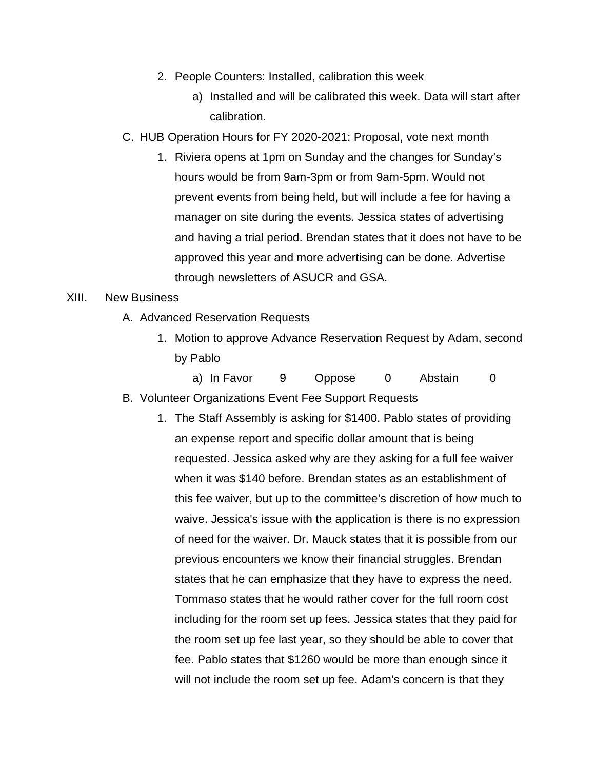2. People Counters: Installed, calibration this week
   a) Installed and will be calibrated this week. Data will start after calibration.

C. HUB Operation Hours for FY 2020-2021: Proposal, vote next month
   1. Riviera opens at 1pm on Sunday and the changes for Sunday's hours would be from 9am-3pm or from 9am-5pm. Would not prevent events from being held, but will include a fee for having a manager on site during the events. Jessica states of advertising and having a trial period. Brendan states that it does not have to be approved this year and more advertising can be done. Advertise through newsletters of ASUCR and GSA.

XIII. New Business

A. Advanced Reservation Requests
   1. Motion to approve Advance Reservation Request by Adam, second by Pablo
      a) In Favor 9 Oppose 0 Abstain 0

B. Volunteer Organizations Event Fee Support Requests
   1. The Staff Assembly is asking for $1400. Pablo states of providing an expense report and specific dollar amount that is being requested. Jessica asked why are they asking for a full fee waiver when it was $140 before. Brendan states as an establishment of this fee waiver, but up to the committee's discretion of how much to waive. Jessica's issue with the application is there is no expression of need for the waiver. Dr. Mauck states that it is possible from our previous encounters we know their financial struggles. Brendan states that he can emphasize that they have to express the need. Tommaso states that he would rather cover for the full room cost including for the room set up fees. Jessica states that they paid for the room set up fee last year, so they should be able to cover that fee. Pablo states that $1260 would be more than enough since it will not include the room set up fee. Adam's concern is that they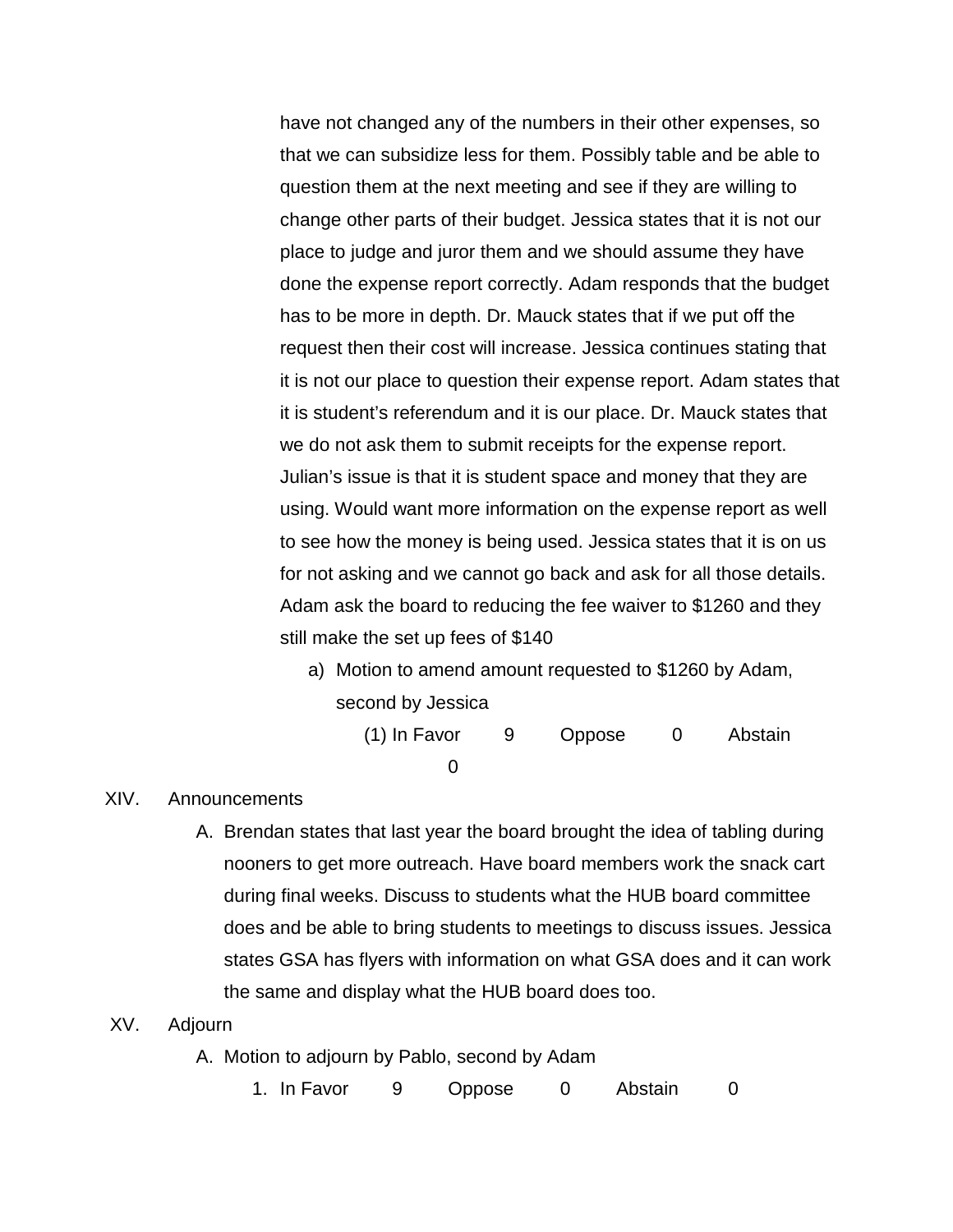have not changed any of the numbers in their other expenses, so that we can subsidize less for them. Possibly table and be able to question them at the next meeting and see if they are willing to change other parts of their budget. Jessica states that it is not our place to judge and juror them and we should assume they have done the expense report correctly. Adam responds that the budget has to be more in depth. Dr. Mauck states that if we put off the request then their cost will increase. Jessica continues stating that it is not our place to question their expense report. Adam states that it is student's referendum and it is our place. Dr. Mauck states that we do not ask them to submit receipts for the expense report. Julian's issue is that it is student space and money that they are using. Would want more information on the expense report as well to see how the money is being used. Jessica states that it is on us for not asking and we cannot go back and ask for all those details. Adam ask the board to reducing the fee waiver to $1260 and they still make the set up fees of $140

a) Motion to amend amount requested to $1260 by Adam, second by Jessica

(1) In Favor 9 Oppose 0 Abstain 0

XIV. Announcements

A. Brendan states that last year the board brought the idea of tabling during nooners to get more outreach. Have board members work the snack cart during final weeks. Discuss to students what the HUB board committee does and be able to bring students to meetings to discuss issues. Jessica states GSA has flyers with information on what GSA does and it can work the same and display what the HUB board does too.

XV. Adjourn

A. Motion to adjourn by Pablo, second by Adam

1. In Favor 9 Oppose 0 Abstain 0